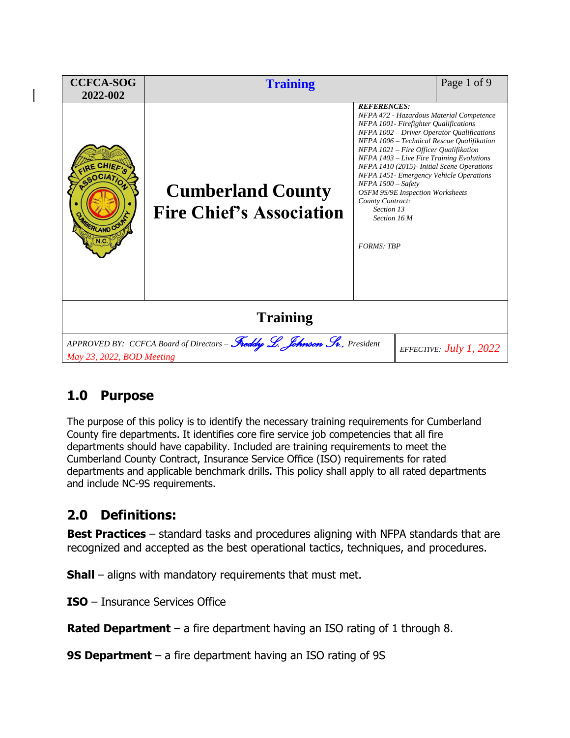| CCFCA-SOG 2022-002 | Training | Page 1 of 9 |
|---|---|---|

**Cumberland County Fire Chief's Association**

***REFERENCES:***
*NFPA 472 - Hazardous Material Competence*
*NFPA 1001- Firefighter Qualifications*
*NFPA 1002 – Driver Operator Qualifications*
*NFPA 1006 – Technical Rescue Qualifikation*
*NFPA 1021 – Fire Officer Qualifikation*
*NFPA 1403 – Live Fire Training Evolutions*
*NFPA 1410 (2015)- Initial Scene Operations*
*NFPA 1451- Emergency Vehicle Operations*
*NFPA 1500 – Safety*
*OSFM 9S/9E Inspection Worksheets*
*County Contract:*
*Section 13*
*Section 16 M*

*FORMS: TBP*

**Training**

*APPROVED BY: CCFCA Board of Directors – Freddy L. Johnson Sr., President*
*May 23, 2022, BOD Meeting*

*EFFECTIVE: July 1, 2022*

## 1.0 Purpose

The purpose of this policy is to identify the necessary training requirements for Cumberland County fire departments. It identifies core fire service job competencies that all fire departments should have capability. Included are training requirements to meet the Cumberland County Contract, Insurance Service Office (ISO) requirements for rated departments and applicable benchmark drills. This policy shall apply to all rated departments and include NC-9S requirements.

## 2.0 Definitions:

**Best Practices** – standard tasks and procedures aligning with NFPA standards that are recognized and accepted as the best operational tactics, techniques, and procedures.

**Shall** – aligns with mandatory requirements that must met.

**ISO** – Insurance Services Office

**Rated Department** – a fire department having an ISO rating of 1 through 8.

**9S Department** – a fire department having an ISO rating of 9S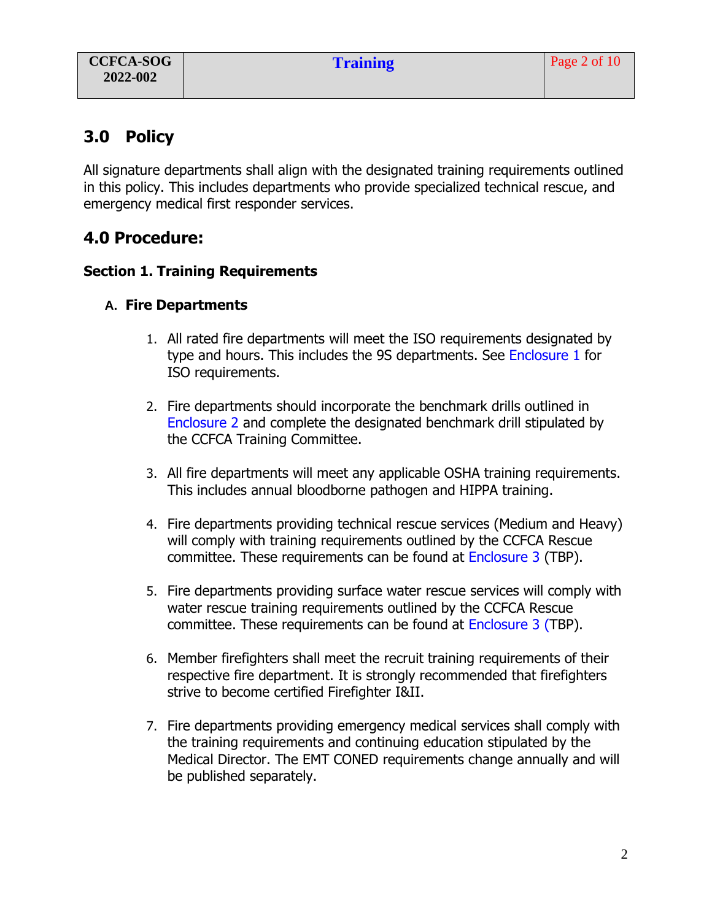## 3.0 Policy

All signature departments shall align with the designated training requirements outlined in this policy. This includes departments who provide specialized technical rescue, and emergency medical first responder services.

## 4.0 Procedure:

### Section 1. Training Requirements

#### A. Fire Departments

1. All rated fire departments will meet the ISO requirements designated by type and hours. This includes the 9S departments. See Enclosure 1 for ISO requirements.

2. Fire departments should incorporate the benchmark drills outlined in Enclosure 2 and complete the designated benchmark drill stipulated by the CCFCA Training Committee.

3. All fire departments will meet any applicable OSHA training requirements. This includes annual bloodborne pathogen and HIPPA training.

4. Fire departments providing technical rescue services (Medium and Heavy) will comply with training requirements outlined by the CCFCA Rescue committee. These requirements can be found at Enclosure 3 (TBP).

5. Fire departments providing surface water rescue services will comply with water rescue training requirements outlined by the CCFCA Rescue committee. These requirements can be found at Enclosure 3 (TBP).

6. Member firefighters shall meet the recruit training requirements of their respective fire department. It is strongly recommended that firefighters strive to become certified Firefighter I&II.

7. Fire departments providing emergency medical services shall comply with the training requirements and continuing education stipulated by the Medical Director. The EMT CONED requirements change annually and will be published separately.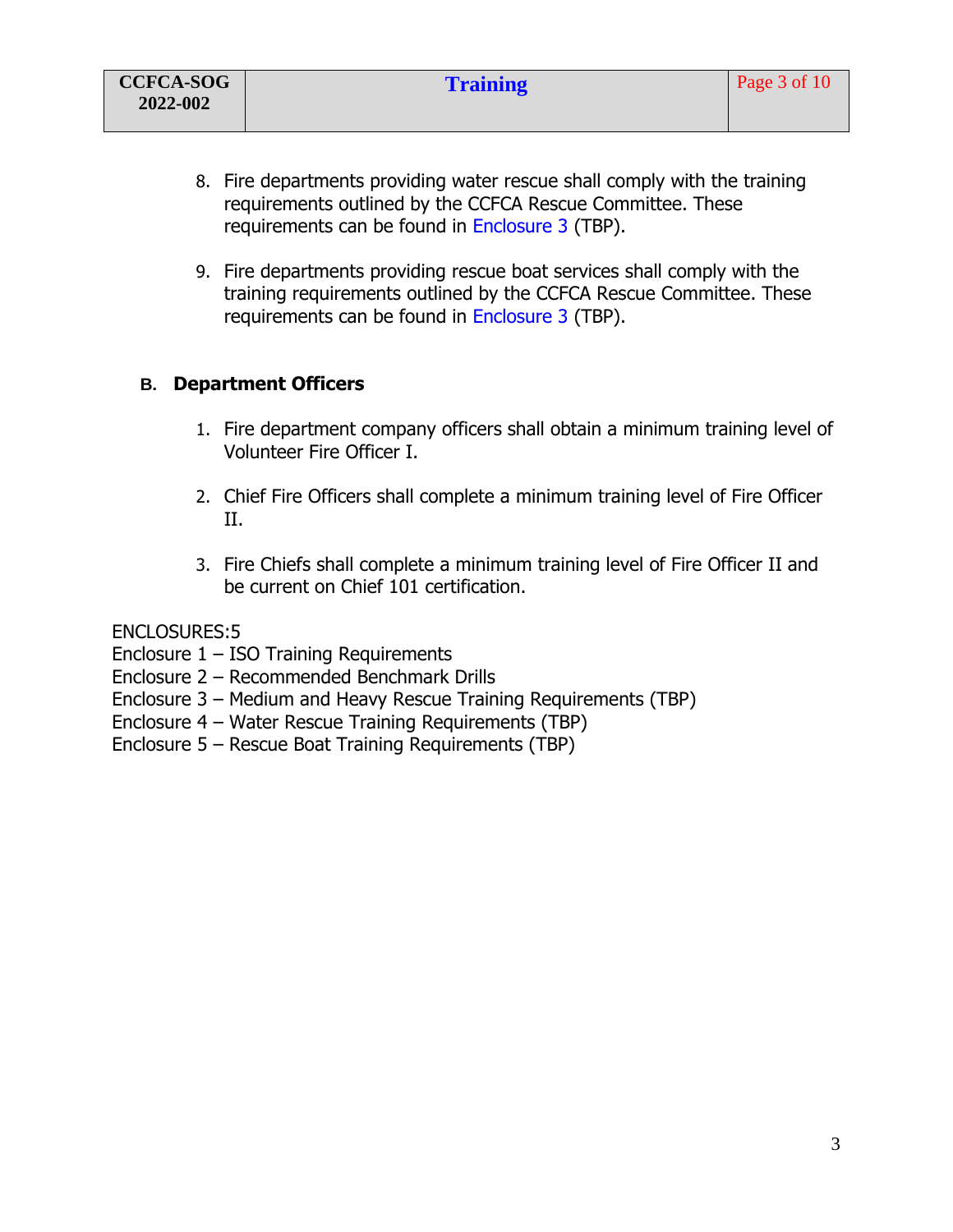8. Fire departments providing water rescue shall comply with the training requirements outlined by the CCFCA Rescue Committee. These requirements can be found in Enclosure 3 (TBP).

9. Fire departments providing rescue boat services shall comply with the training requirements outlined by the CCFCA Rescue Committee. These requirements can be found in Enclosure 3 (TBP).

### B. Department Officers

1. Fire department company officers shall obtain a minimum training level of Volunteer Fire Officer I.

2. Chief Fire Officers shall complete a minimum training level of Fire Officer II.

3. Fire Chiefs shall complete a minimum training level of Fire Officer II and be current on Chief 101 certification.

ENCLOSURES:5
Enclosure 1 – ISO Training Requirements
Enclosure 2 – Recommended Benchmark Drills
Enclosure 3 – Medium and Heavy Rescue Training Requirements (TBP)
Enclosure 4 – Water Rescue Training Requirements (TBP)
Enclosure 5 – Rescue Boat Training Requirements (TBP)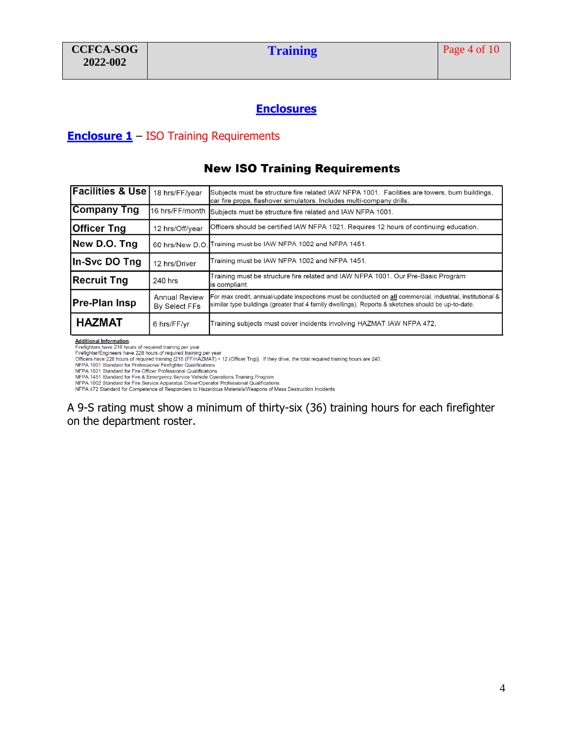## Enclosures

### Enclosure 1 – ISO Training Requirements

**New ISO Training Requirements**

| | | |
|---|---|---|
| **Facilities & Use** | 18 hrs/FF/year | Subjects must be structure fire related IAW NFPA 1001. Facilities are towers, burn buildings, car fire props, flashover simulators. Includes multi-company drills. |
| **Company Tng** | 16 hrs/FF/month | Subjects must be structure fire related and IAW NFPA 1001. |
| **Officer Tng** | 12 hrs/Off/year | Officers should be certified IAW NFPA 1021. Requires 12 hours of continuing education. |
| **New D.O. Tng** | 60 hrs/New D.O. | Training must be IAW NFPA 1002 and NFPA 1451. |
| **In-Svc DO Tng** | 12 hrs/Driver | Training must be IAW NFPA 1002 and NFPA 1451. |
| **Recruit Tng** | 240 hrs | Training must be structure fire related and IAW NFPA 1001. Our Pre-Basic Program is compliant. |
| **Pre-Plan Insp** | Annual Review By Select FFs | For max credit, annual/update inspections must be conducted on **all** commercial, industrial, institutional & similar type buildings (greater that 4 family dwellings). Reports & sketches should be up-to-date. |
| **HAZMAT** | 6 hrs/FF/yr | Training subjects must cover incidents involving HAZMAT IAW NFPA 472. |

**Additional Information**:
Firefighters have 216 hours of required training per year
Firefighter/Engineers have 228 hours of required training per year
Officers have 228 hours of required training (216 (FF/HAZMAT) + 12 (Officer Tng)). If they drive, the total required training hours are 240.
NFPA 1001 Standard for Professional Firefighter Qualifications
NFPA 1021 Standard for Fire Officer Professional Qualifications
NFPA 1451 Standard for Fire & Emergency Service Vehicle Operations Training Program
NFPA 1002 Standard for Fire Service Apparatus Driver/Operator Professional Qualifications
NFPA 472 Standard for Competence of Responders to Hazardous Materials/Weapons of Mass Destruction Incidents

A 9-S rating must show a minimum of thirty-six (36) training hours for each firefighter on the department roster.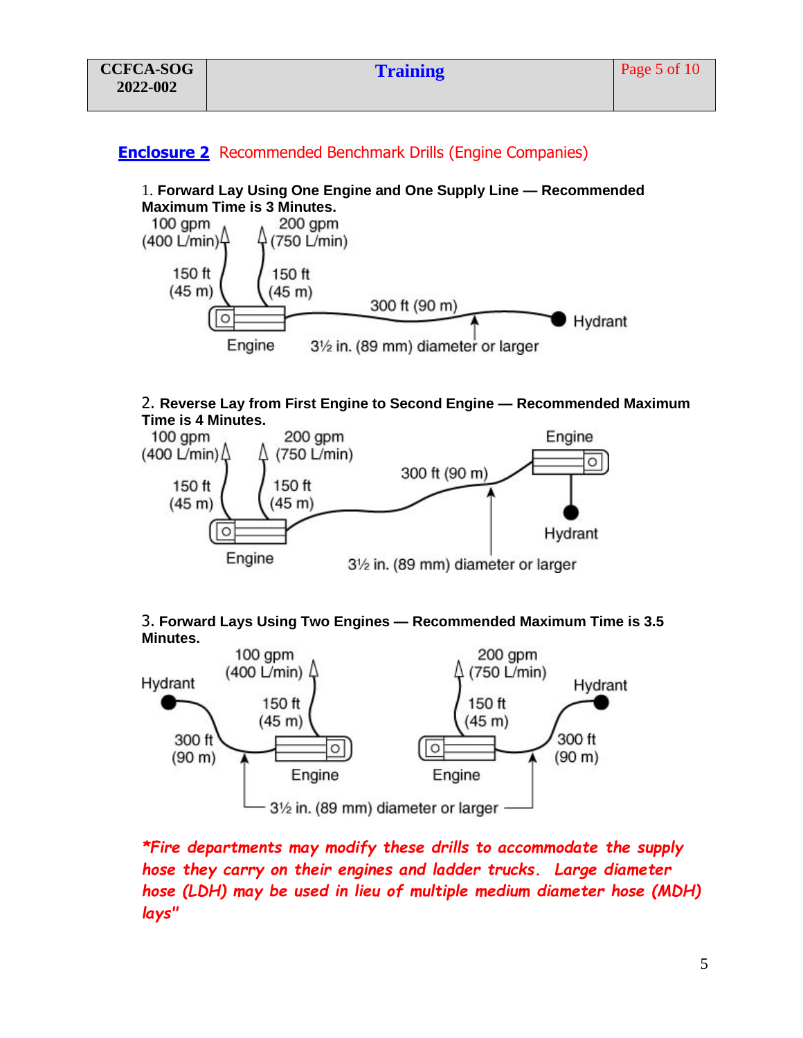## Enclosure 2 Recommended Benchmark Drills (Engine Companies)

1. **Forward Lay Using One Engine and One Supply Line — Recommended Maximum Time is 3 Minutes.**

100 gpm (400 L/min)
200 gpm (750 L/min)
150 ft (45 m)
150 ft (45 m)
300 ft (90 m)
Hydrant
Engine
3½ in. (89 mm) diameter or larger

2. **Reverse Lay from First Engine to Second Engine — Recommended Maximum Time is 4 Minutes.**

100 gpm (400 L/min)
200 gpm (750 L/min)
Engine
150 ft (45 m)
150 ft (45 m)
300 ft (90 m)
Hydrant
Engine
3½ in. (89 mm) diameter or larger

3. **Forward Lays Using Two Engines — Recommended Maximum Time is 3.5 Minutes.**

Hydrant
100 gpm (400 L/min)
200 gpm (750 L/min)
Hydrant
150 ft (45 m)
150 ft (45 m)
300 ft (90 m)
300 ft (90 m)
Engine
Engine
3½ in. (89 mm) diameter or larger

*\*Fire departments may modify these drills to accommodate the supply hose they carry on their engines and ladder trucks. Large diameter hose (LDH) may be used in lieu of multiple medium diameter hose (MDH) lays"*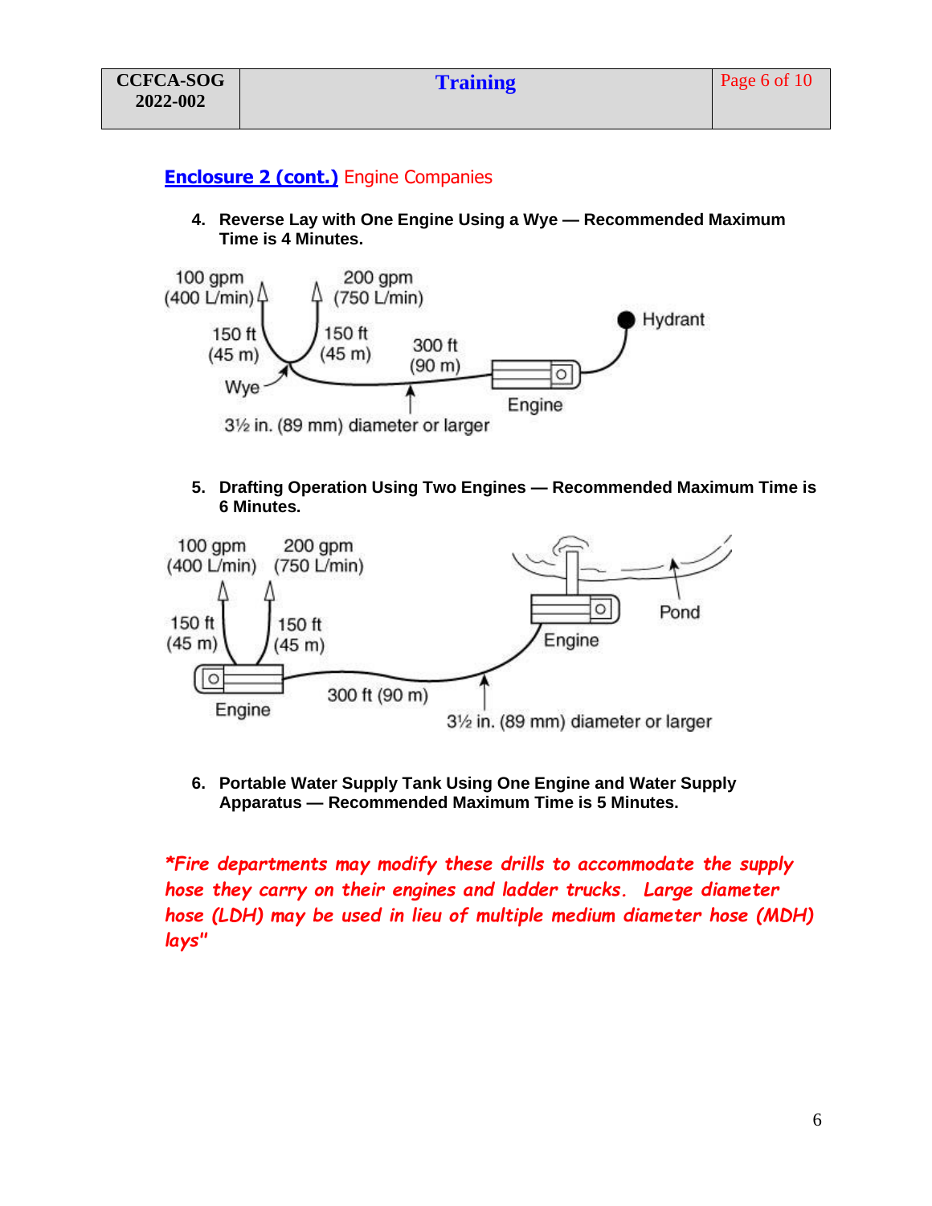**Enclosure 2 (cont.)** Engine Companies

4. **Reverse Lay with One Engine Using a Wye — Recommended Maximum Time is 4 Minutes.**

100 gpm (400 L/min) | 200 gpm (750 L/min) | 150 ft (45 m) | 150 ft (45 m) | 300 ft (90 m) | Hydrant | Wye | Engine | 3½ in. (89 mm) diameter or larger

5. **Drafting Operation Using Two Engines — Recommended Maximum Time is 6 Minutes.**

100 gpm (400 L/min) | 200 gpm (750 L/min) | 150 ft (45 m) | 150 ft (45 m) | Pond | Engine | Engine | 300 ft (90 m) | 3½ in. (89 mm) diameter or larger

6. **Portable Water Supply Tank Using One Engine and Water Supply Apparatus — Recommended Maximum Time is 5 Minutes.**

*\*Fire departments may modify these drills to accommodate the supply hose they carry on their engines and ladder trucks. Large diameter hose (LDH) may be used in lieu of multiple medium diameter hose (MDH) lays"*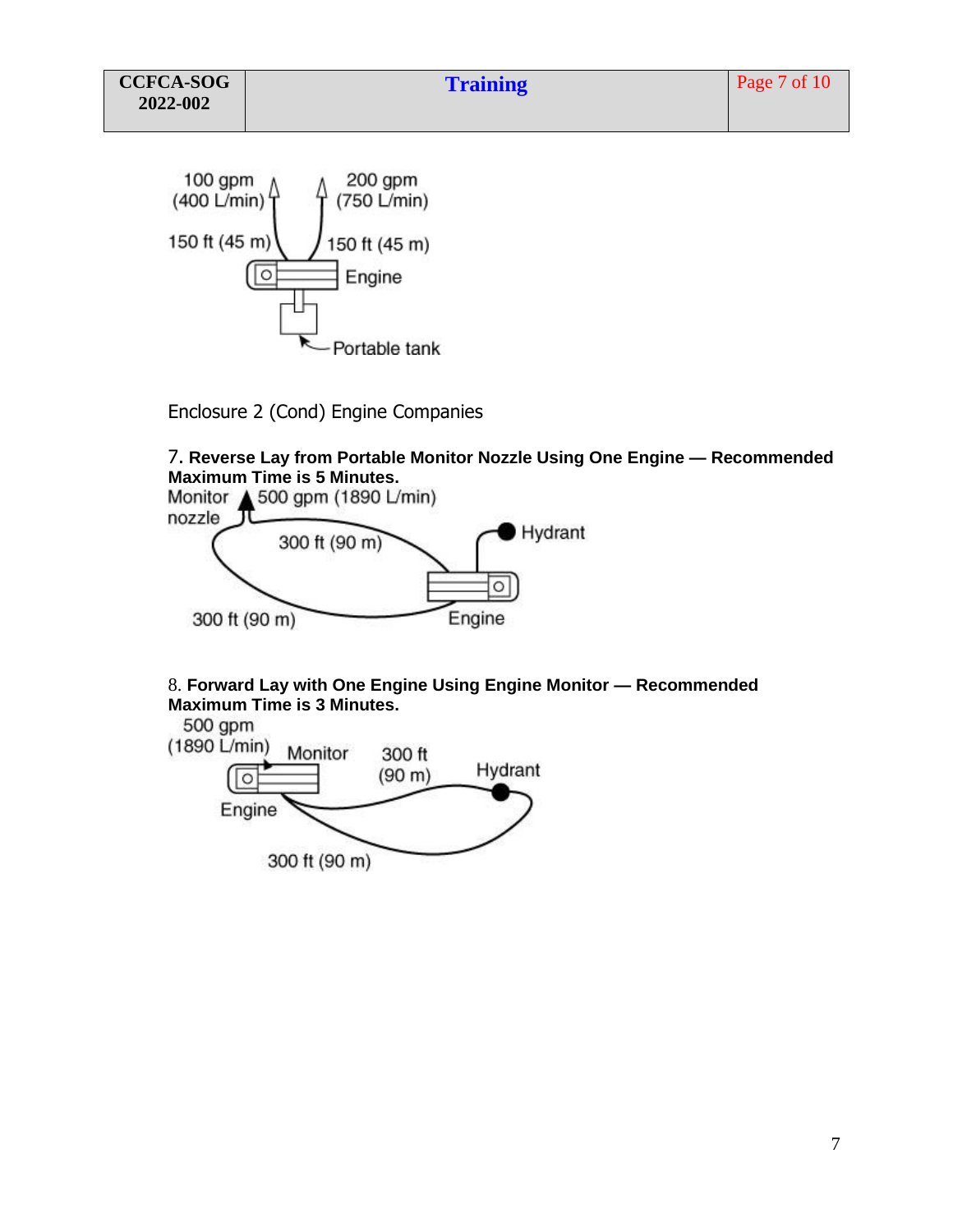100 gpm (400 L/min)

200 gpm (750 L/min)

150 ft (45 m)

150 ft (45 m)

Engine

Portable tank

Enclosure 2 (Cond) Engine Companies

7. **Reverse Lay from Portable Monitor Nozzle Using One Engine — Recommended Maximum Time is 5 Minutes.**

Monitor nozzle

500 gpm (1890 L/min)

300 ft (90 m)

Hydrant

300 ft (90 m)

Engine

8. **Forward Lay with One Engine Using Engine Monitor — Recommended Maximum Time is 3 Minutes.**

500 gpm (1890 L/min)

Monitor

300 ft (90 m)

Hydrant

Engine

300 ft (90 m)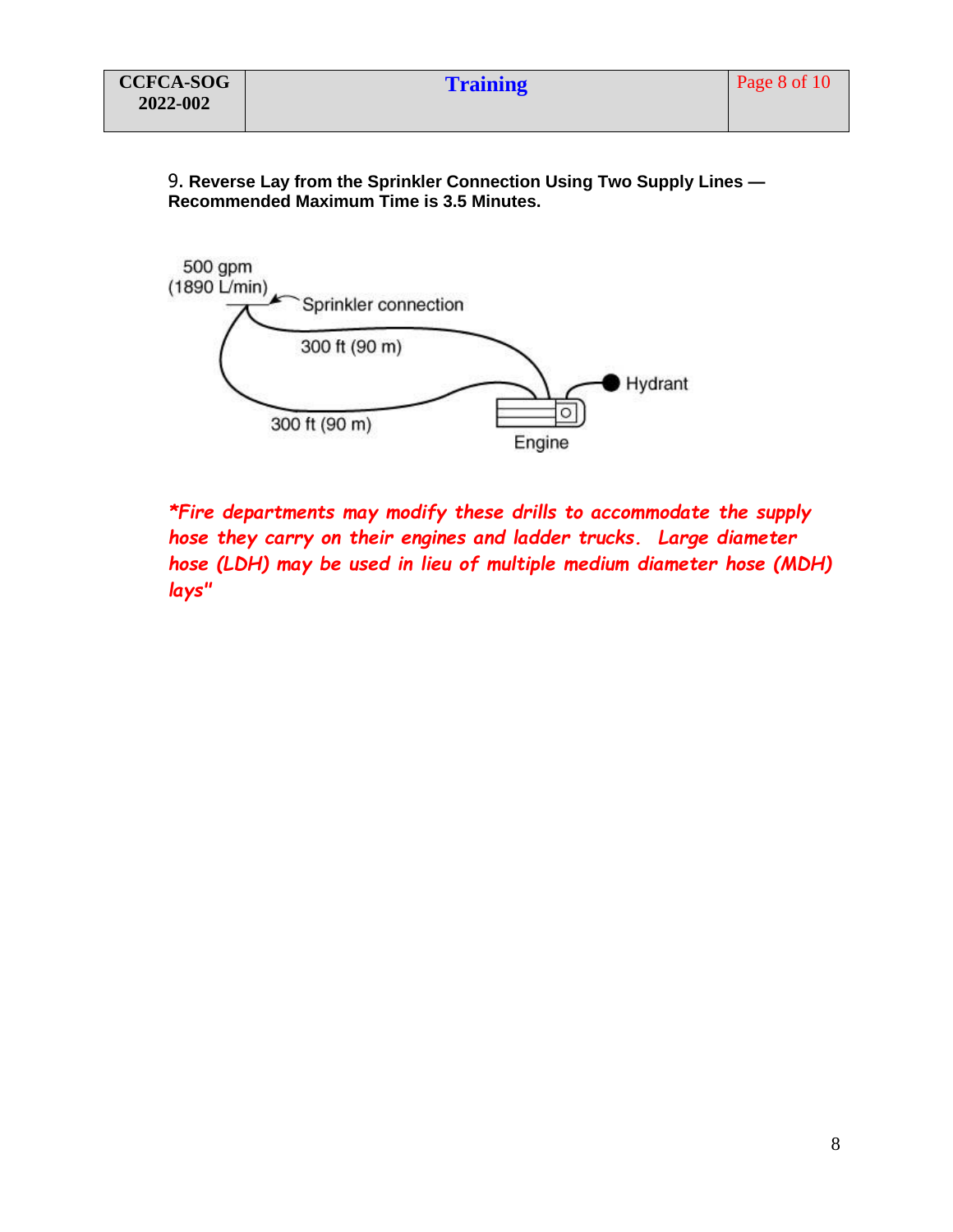9. **Reverse Lay from the Sprinkler Connection Using Two Supply Lines — Recommended Maximum Time is 3.5 Minutes.**

500 gpm (1890 L/min)

Sprinkler connection

300 ft (90 m)

Hydrant

300 ft (90 m)

Engine

***Fire departments may modify these drills to accommodate the supply hose they carry on their engines and ladder trucks. Large diameter hose (LDH) may be used in lieu of multiple medium diameter hose (MDH) lays"***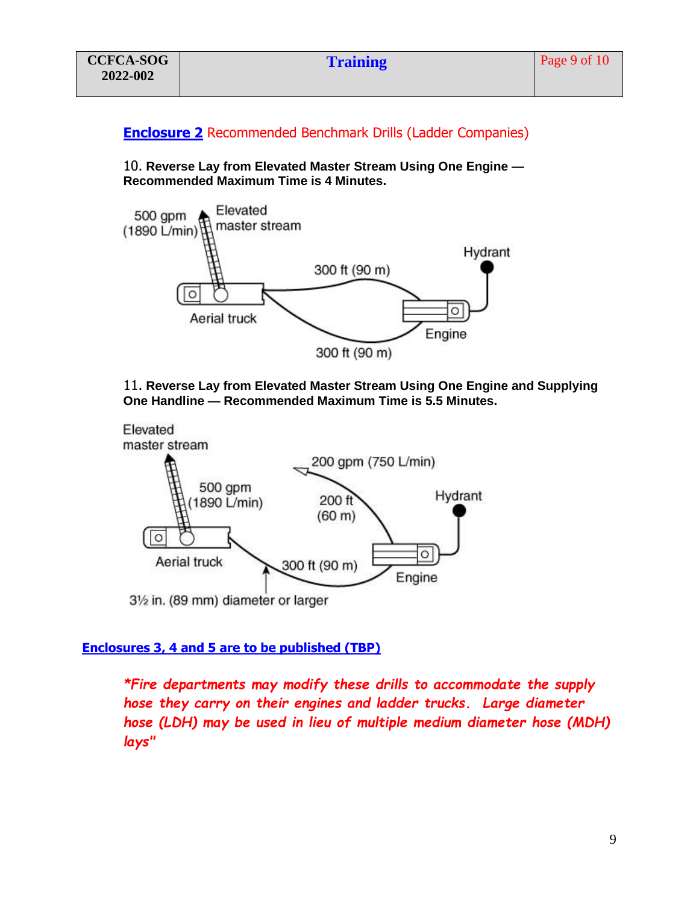## **Enclosure 2** Recommended Benchmark Drills (Ladder Companies)

10. **Reverse Lay from Elevated Master Stream Using One Engine — Recommended Maximum Time is 4 Minutes.**

500 gpm (1890 L/min)
Elevated master stream
Hydrant
300 ft (90 m)
Aerial truck
Engine
300 ft (90 m)

11. **Reverse Lay from Elevated Master Stream Using One Engine and Supplying One Handline — Recommended Maximum Time is 5.5 Minutes.**

Elevated master stream
200 gpm (750 L/min)
500 gpm (1890 L/min)
200 ft (60 m)
Hydrant
Aerial truck
300 ft (90 m)
Engine
3½ in. (89 mm) diameter or larger

**Enclosures 3, 4 and 5 are to be published (TBP)**

***Fire departments may modify these drills to accommodate the supply hose they carry on their engines and ladder trucks. Large diameter hose (LDH) may be used in lieu of multiple medium diameter hose (MDH) lays"***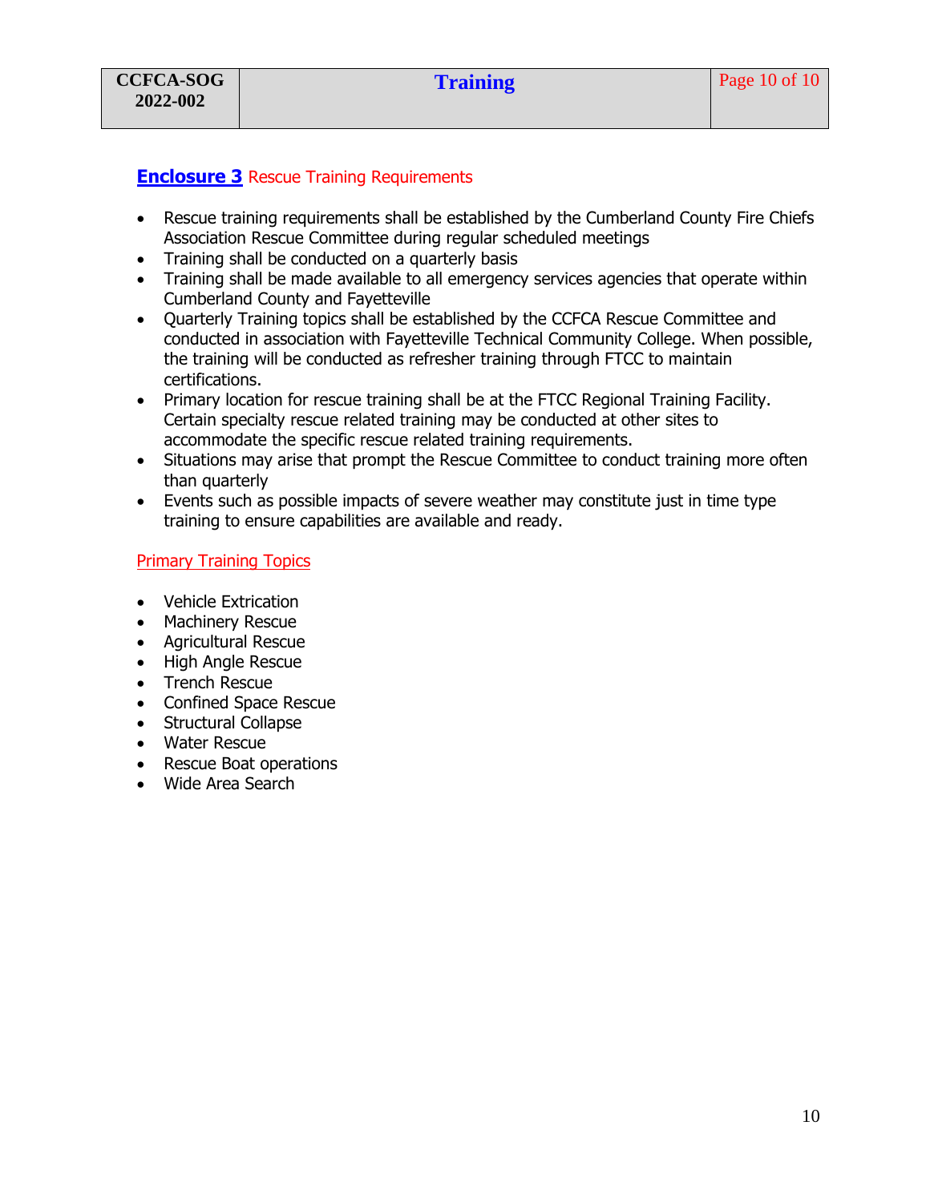## **Enclosure 3** Rescue Training Requirements

- Rescue training requirements shall be established by the Cumberland County Fire Chiefs Association Rescue Committee during regular scheduled meetings
- Training shall be conducted on a quarterly basis
- Training shall be made available to all emergency services agencies that operate within Cumberland County and Fayetteville
- Quarterly Training topics shall be established by the CCFCA Rescue Committee and conducted in association with Fayetteville Technical Community College. When possible, the training will be conducted as refresher training through FTCC to maintain certifications.
- Primary location for rescue training shall be at the FTCC Regional Training Facility. Certain specialty rescue related training may be conducted at other sites to accommodate the specific rescue related training requirements.
- Situations may arise that prompt the Rescue Committee to conduct training more often than quarterly
- Events such as possible impacts of severe weather may constitute just in time type training to ensure capabilities are available and ready.

### Primary Training Topics

- Vehicle Extrication
- Machinery Rescue
- Agricultural Rescue
- High Angle Rescue
- Trench Rescue
- Confined Space Rescue
- Structural Collapse
- Water Rescue
- Rescue Boat operations
- Wide Area Search